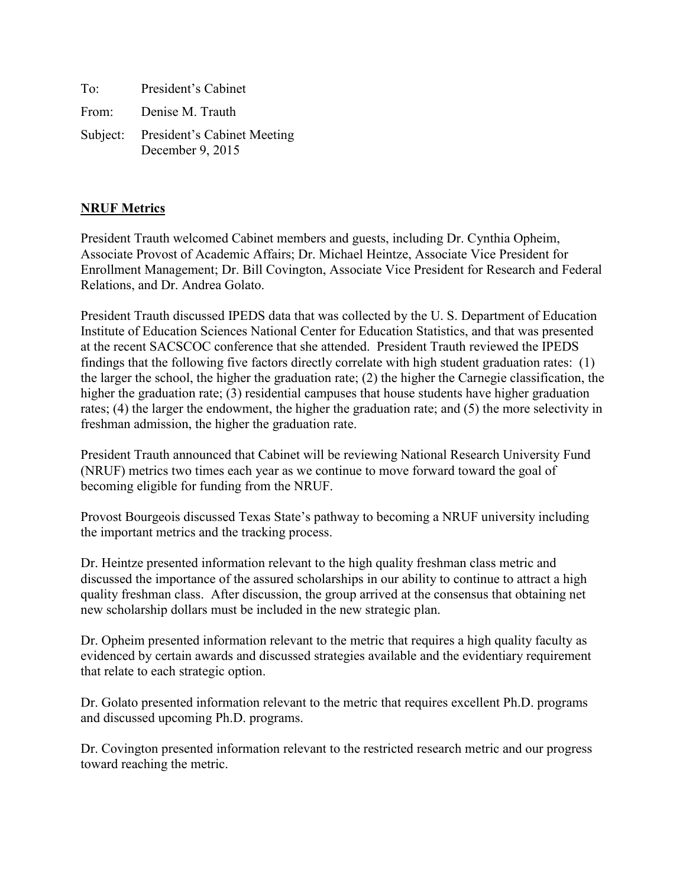To: President's Cabinet

From: Denise M. Trauth

Subject: President's Cabinet Meeting
December 9, 2015

**NRUF Metrics**

President Trauth welcomed Cabinet members and guests, including Dr. Cynthia Opheim, Associate Provost of Academic Affairs; Dr. Michael Heintze, Associate Vice President for Enrollment Management; Dr. Bill Covington, Associate Vice President for Research and Federal Relations, and Dr. Andrea Golato.

President Trauth discussed IPEDS data that was collected by the U. S. Department of Education Institute of Education Sciences National Center for Education Statistics, and that was presented at the recent SACSCOC conference that she attended. President Trauth reviewed the IPEDS findings that the following five factors directly correlate with high student graduation rates: (1) the larger the school, the higher the graduation rate; (2) the higher the Carnegie classification, the higher the graduation rate; (3) residential campuses that house students have higher graduation rates; (4) the larger the endowment, the higher the graduation rate; and (5) the more selectivity in freshman admission, the higher the graduation rate.

President Trauth announced that Cabinet will be reviewing National Research University Fund (NRUF) metrics two times each year as we continue to move forward toward the goal of becoming eligible for funding from the NRUF.

Provost Bourgeois discussed Texas State's pathway to becoming a NRUF university including the important metrics and the tracking process.

Dr. Heintze presented information relevant to the high quality freshman class metric and discussed the importance of the assured scholarships in our ability to continue to attract a high quality freshman class. After discussion, the group arrived at the consensus that obtaining net new scholarship dollars must be included in the new strategic plan.

Dr. Opheim presented information relevant to the metric that requires a high quality faculty as evidenced by certain awards and discussed strategies available and the evidentiary requirement that relate to each strategic option.

Dr. Golato presented information relevant to the metric that requires excellent Ph.D. programs and discussed upcoming Ph.D. programs.

Dr. Covington presented information relevant to the restricted research metric and our progress toward reaching the metric.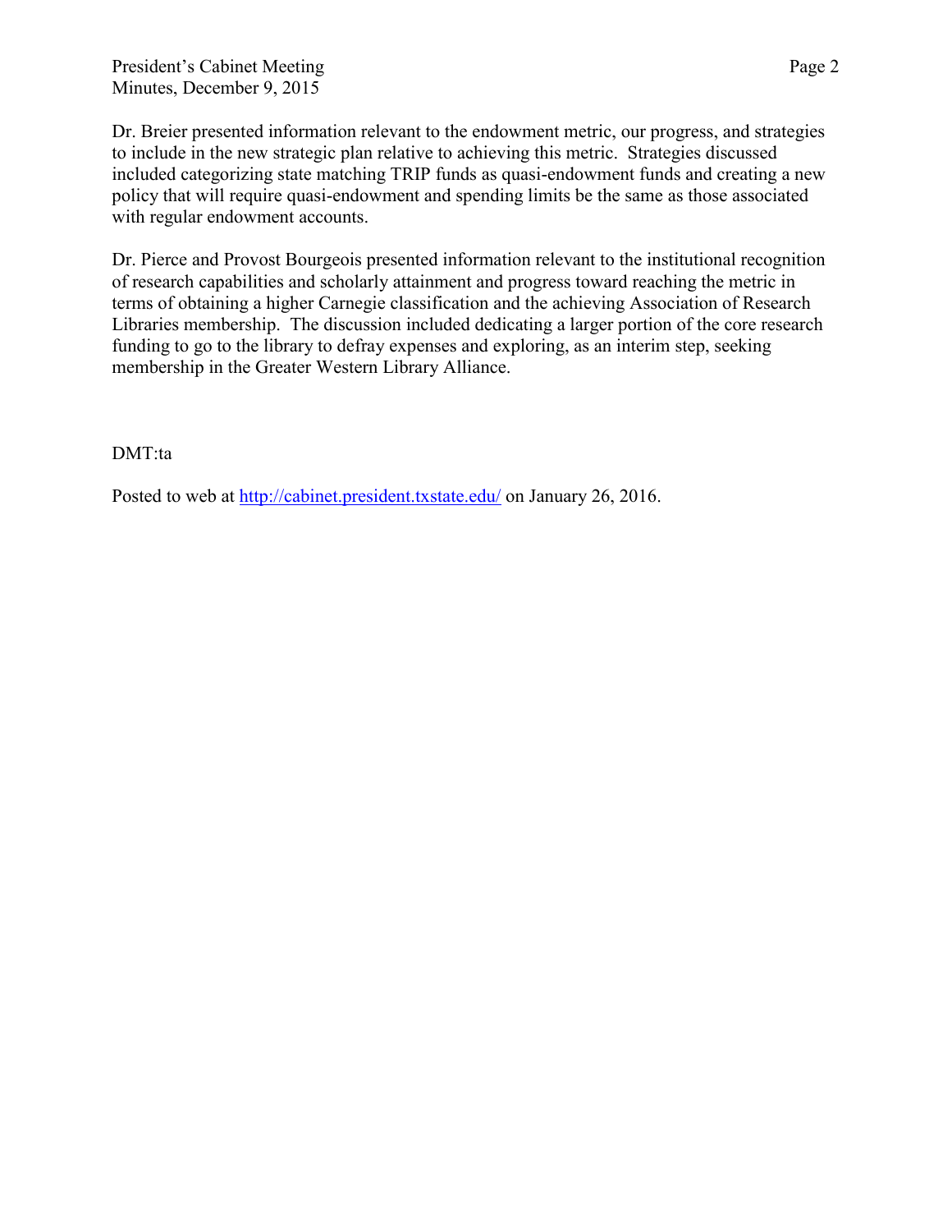Dr. Breier presented information relevant to the endowment metric, our progress, and strategies to include in the new strategic plan relative to achieving this metric. Strategies discussed included categorizing state matching TRIP funds as quasi-endowment funds and creating a new policy that will require quasi-endowment and spending limits be the same as those associated with regular endowment accounts.

Dr. Pierce and Provost Bourgeois presented information relevant to the institutional recognition of research capabilities and scholarly attainment and progress toward reaching the metric in terms of obtaining a higher Carnegie classification and the achieving Association of Research Libraries membership. The discussion included dedicating a larger portion of the core research funding to go to the library to defray expenses and exploring, as an interim step, seeking membership in the Greater Western Library Alliance.

DMT:ta

Posted to web at [http://cabinet.president.txstate.edu/](http://cabinet.president.txstate.edu/) on January 26, 2016.